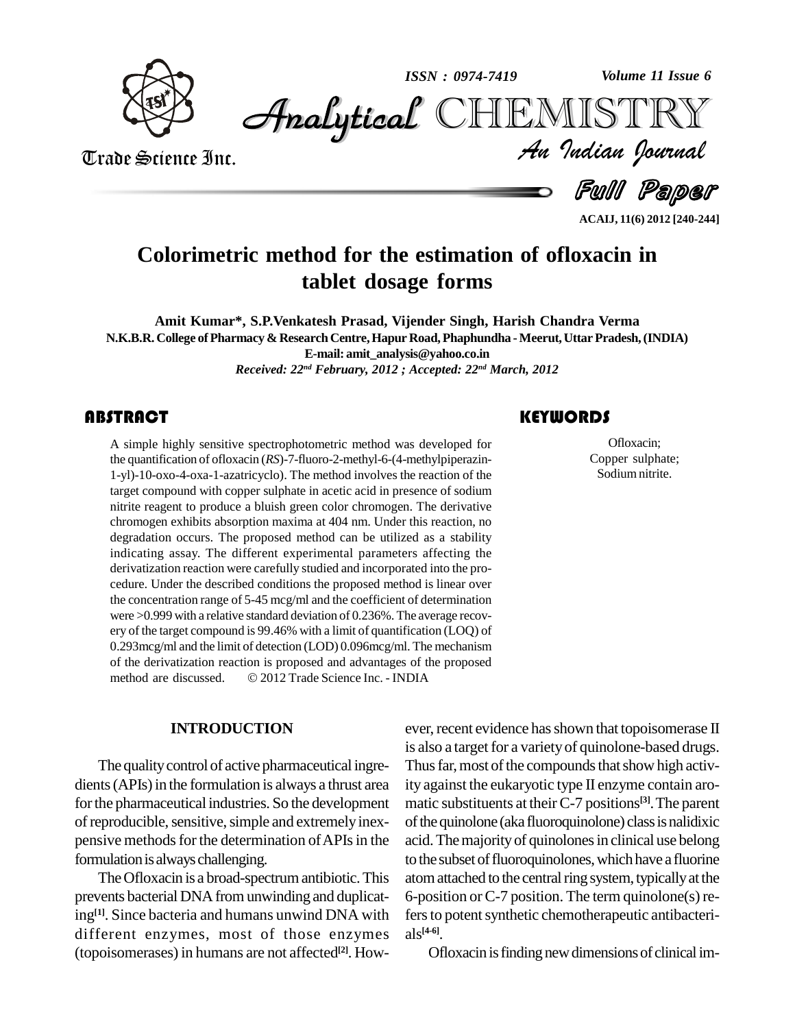# Colorimetric method for the estimation of ofloxacin in tablet dosage forms

**Amit Kumar\*, S.P.Venkatesh Prasad, Vijender Singh, Harish Chandra Verma**

**N.K.B.R. College of Pharmacy & Research Centre, Hapur Road, Phaphundha - Meerut, Uttar Pradesh, (INDIA)**

**E-mail: amit_analysis@yahoo.co.in**

*Received: 22nd February, 2012 ; Accepted: 22nd March, 2012*

## ABSTRACT

A simple highly sensitive spectrophotometric method was developed for the quantification of ofloxacin (*RS*)-7-fluoro-2-methyl-6-(4-methylpiperazin-1-yl)-10-oxo-4-oxa-1-azatricyclo). The method involves the reaction of the target compound with copper sulphate in acetic acid in presence of sodium nitrite reagent to produce a bluish green color chromogen. The derivative chromogen exhibits absorption maxima at 404 nm. Under this reaction, no degradation occurs. The proposed method can be utilized as a stability indicating assay. The different experimental parameters affecting the derivatization reaction were carefully studied and incorporated into the procedure. Under the described conditions the proposed method is linear over the concentration range of 5-45 mcg/ml and the coefficient of determination were >0.999 with a relative standard deviation of 0.236%. The average recovery of the target compound is 99.46% with a limit of quantification (LOQ) of 0.293mcg/ml and the limit of detection (LOD) 0.096mcg/ml. The mechanism of the derivatization reaction is proposed and advantages of the proposed method are discussed. © 2012 Trade Science Inc. - INDIA

## KEYWORDS

Ofloxacin;
Copper sulphate;
Sodium nitrite.

## INTRODUCTION

The quality control of active pharmaceutical ingredients (APIs) in the formulation is always a thrust area for the pharmaceutical industries. So the development of reproducible, sensitive, simple and extremely inexpensive methods for the determination of APIs in the formulation is always challenging.

The Ofloxacin is a broad-spectrum antibiotic. This prevents bacterial DNA from unwinding and duplicating[1]. Since bacteria and humans unwind DNA with different enzymes, most of those enzymes (topoisomerases) in humans are not affected[2]. However, recent evidence has shown that topoisomerase II is also a target for a variety of quinolone-based drugs. Thus far, most of the compounds that show high activity against the eukaryotic type II enzyme contain aromatic substituents at their C-7 positions[3]. The parent of the quinolone (aka fluoroquinolone) class is nalidixic acid. The majority of quinolones in clinical use belong to the subset of fluoroquinolones, which have a fluorine atom attached to the central ring system, typically at the 6-position or C-7 position. The term quinolone(s) refers to potent synthetic chemotherapeutic antibacterials[4-6].

Ofloxacin is finding new dimensions of clinical im-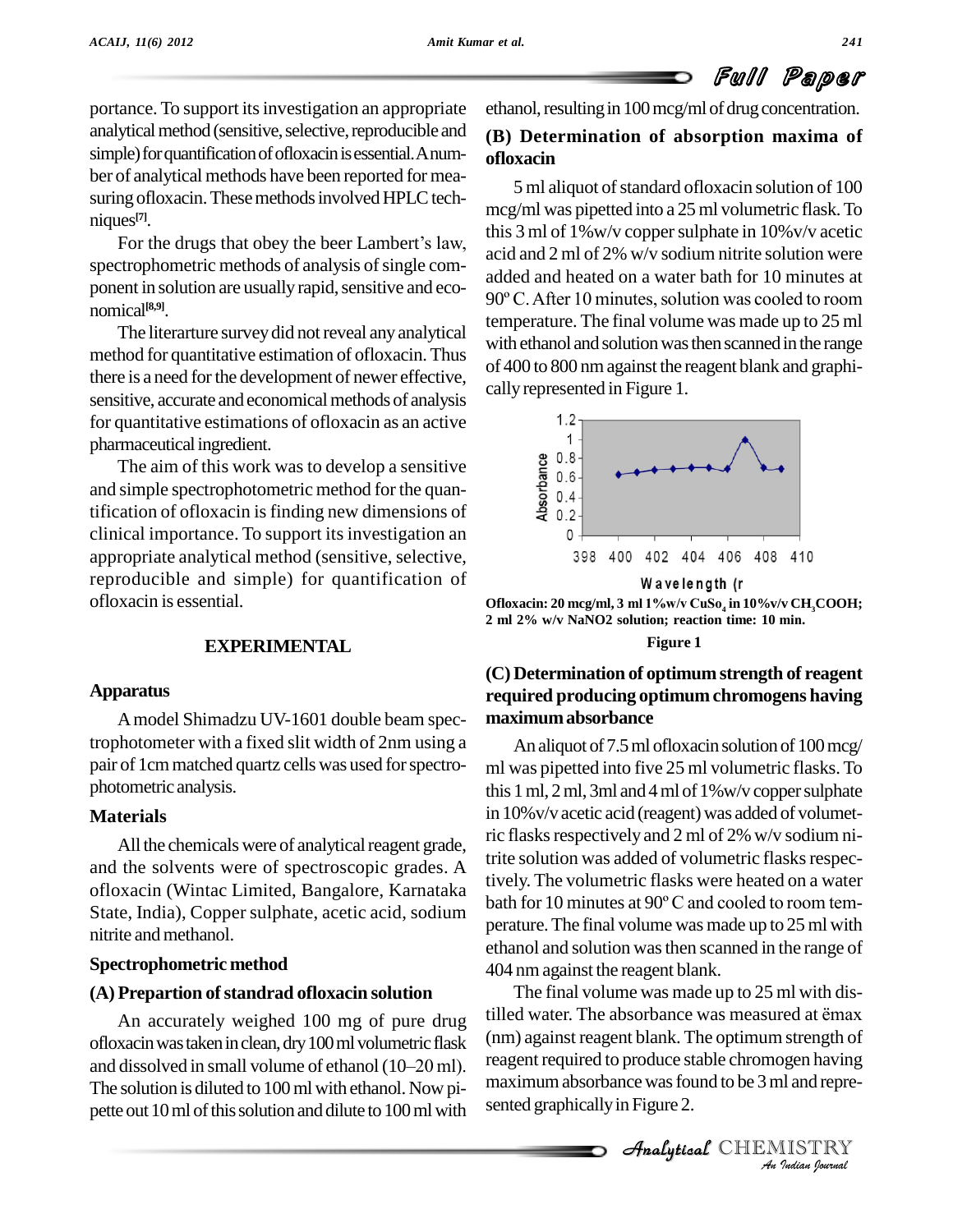portance. To support its investigation an appropriate analytical method (sensitive, selective, reproducible and simple) for quantification of ofloxacin is essential. A number of analytical methods have been reported for measuring ofloxacin. These methods involved HPLC techniques[7].

For the drugs that obey the beer Lambert's law, spectrophometric methods of analysis of single component in solution are usually rapid, sensitive and economical[8,9].

The literarture survey did not reveal any analytical method for quantitative estimation of ofloxacin. Thus there is a need for the development of newer effective, sensitive, accurate and economical methods of analysis for quantitative estimations of ofloxacin as an active pharmaceutical ingredient.

The aim of this work was to develop a sensitive and simple spectrophotometric method for the quantification of ofloxacin is finding new dimensions of clinical importance. To support its investigation an appropriate analytical method (sensitive, selective, reproducible and simple) for quantification of ofloxacin is essential.

## EXPERIMENTAL

### Apparatus

A model Shimadzu UV-1601 double beam spectrophotometer with a fixed slit width of 2nm using a pair of 1cm matched quartz cells was used for spectrophotometric analysis.

### Materials

All the chemicals were of analytical reagent grade, and the solvents were of spectroscopic grades. A ofloxacin (Wintac Limited, Bangalore, Karnataka State, India), Copper sulphate, acetic acid, sodium nitrite and methanol.

### Spectrophometric method

### (A) Prepartion of standrad ofloxacin solution

An accurately weighed 100 mg of pure drug ofloxacin was taken in clean, dry 100 ml volumetric flask and dissolved in small volume of ethanol (10–20 ml). The solution is diluted to 100 ml with ethanol. Now pipette out 10 ml of this solution and dilute to 100 ml with ethanol, resulting in 100 mcg/ml of drug concentration.

### (B) Determination of absorption maxima of ofloxacin

5 ml aliquot of standard ofloxacin solution of 100 mcg/ml was pipetted into a 25 ml volumetric flask. To this 3 ml of 1%w/v copper sulphate in 10%v/v acetic acid and 2 ml of 2% w/v sodium nitrite solution were added and heated on a water bath for 10 minutes at 90º C. After 10 minutes, solution was cooled to room temperature. The final volume was made up to 25 ml with ethanol and solution was then scanned in the range of 400 to 800 nm against the reagent blank and graphically represented in Figure 1.

Ofloxacin: 20 mcg/ml, 3 ml 1%w/v $CuSo_4$ in 10%v/v $CH_3COOH$; 2 ml 2% w/v $NaNO_2$ solution; reaction time: 10 min.

Figure 1

### (C) Determination of optimum strength of reagent required producing optimum chromogens having maximum absorbance

An aliquot of 7.5 ml ofloxacin solution of 100 mcg/ml was pipetted into five 25 ml volumetric flasks. To this 1 ml, 2 ml, 3ml and 4 ml of 1%w/v copper sulphate in 10%v/v acetic acid (reagent) was added of volumetric flasks respectively and 2 ml of 2% w/v sodium nitrite solution was added of volumetric flasks respectively. The volumetric flasks were heated on a water bath for 10 minutes at 90º C and cooled to room temperature. The final volume was made up to 25 ml with ethanol and solution was then scanned in the range of 404 nm against the reagent blank.

The final volume was made up to 25 ml with distilled water. The absorbance was measured at ëmax (nm) against reagent blank. The optimum strength of reagent required to produce stable chromogen having maximum absorbance was found to be 3 ml and represented graphically in Figure 2.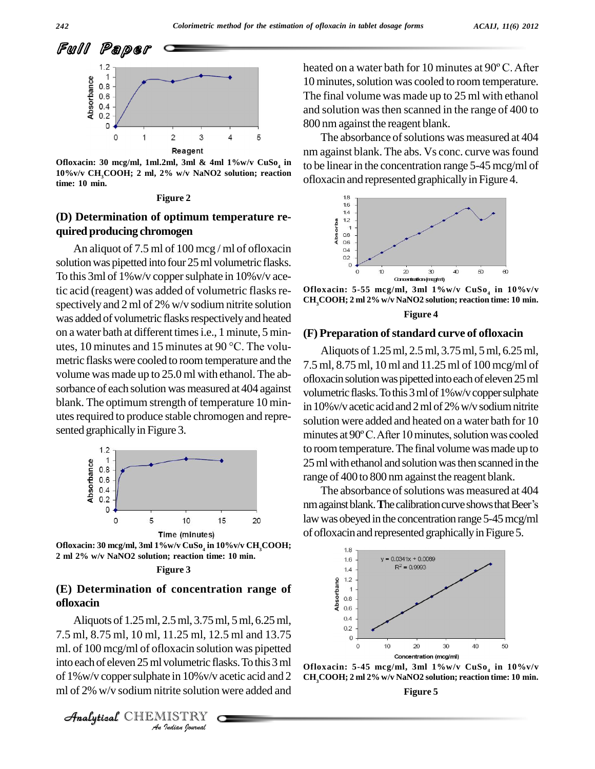Ofloxacin: 30 mcg/ml, 1ml.2ml, 3ml & 4ml 1%w/v $CuSo_4$ in 10%v/v $CH_3COOH$; 2 ml, 2% w/v NaNO2 solution; reaction time: 10 min.

**Figure 2**

### (D) Determination of optimum temperature required producing chromogen

An aliquot of 7.5 ml of 100 mcg / ml of ofloxacin solution was pipetted into four 25 ml volumetric flasks. To this 3ml of 1%w/v copper sulphate in 10%v/v acetic acid (reagent) was added of volumetric flasks respectively and 2 ml of 2% w/v sodium nitrite solution was added of volumetric flasks respectively and heated on a water bath at different times i.e., 1 minute, 5 minutes, 10 minutes and 15 minutes at 90 °C. The volumetric flasks were cooled to room temperature and the volume was made up to 25.0 ml with ethanol. The absorbance of each solution was measured at 404 against blank. The optimum strength of temperature 10 minutes required to produce stable chromogen and represented graphically in Figure 3.

Ofloxacin: 30 mcg/ml, 3ml 1%w/v $CuSo_4$ in 10%v/v $CH_3COOH$; 2 ml 2% w/v NaNO2 solution; reaction time: 10 min.

**Figure 3**

### (E) Determination of concentration range of ofloxacin

Aliquots of 1.25 ml, 2.5 ml, 3.75 ml, 5 ml, 6.25 ml, 7.5 ml, 8.75 ml, 10 ml, 11.25 ml, 12.5 ml and 13.75 ml. of 100 mcg/ml of ofloxacin solution was pipetted into each of eleven 25 ml volumetric flasks. To this 3 ml of 1%w/v copper sulphate in 10%v/v acetic acid and 2 ml of 2% w/v sodium nitrite solution were added and heated on a water bath for 10 minutes at 90º C. After 10 minutes, solution was cooled to room temperature. The final volume was made up to 25 ml with ethanol and solution was then scanned in the range of 400 to 800 nm against the reagent blank.

The absorbance of solutions was measured at 404 nm against blank. The abs. Vs conc. curve was found to be linear in the concentration range 5-45 mcg/ml of ofloxacin and represented graphically in Figure 4.

Ofloxacin: 5-55 mcg/ml, 3ml 1%w/v $CuSo_4$ in 10%v/v $CH_3COOH$; 2 ml 2% w/v NaNO2 solution; reaction time: 10 min.

**Figure 4**

### (F) Preparation of standard curve of ofloxacin

Aliquots of 1.25 ml, 2.5 ml, 3.75 ml, 5 ml, 6.25 ml, 7.5 ml, 8.75 ml, 10 ml and 11.25 ml of 100 mcg/ml of ofloxacin solution was pipetted into each of eleven 25 ml volumetric flasks. To this 3 ml of 1%w/v copper sulphate in 10%v/v acetic acid and 2 ml of 2% w/v sodium nitrite solution were added and heated on a water bath for 10 minutes at 90º C. After 10 minutes, solution was cooled to room temperature. The final volume was made up to 25 ml with ethanol and solution was then scanned in the range of 400 to 800 nm against the reagent blank.

The absorbance of solutions was measured at 404 nm against blank. The calibration curve shows that Beer's law was obeyed in the concentration range 5-45 mcg/ml of ofloxacin and represented graphically in Figure 5.

Ofloxacin: 5-45 mcg/ml, 3ml 1%w/v $CuSo_4$ in 10%v/v $CH_3COOH$; 2 ml 2% w/v NaNO2 solution; reaction time: 10 min.

**Figure 5**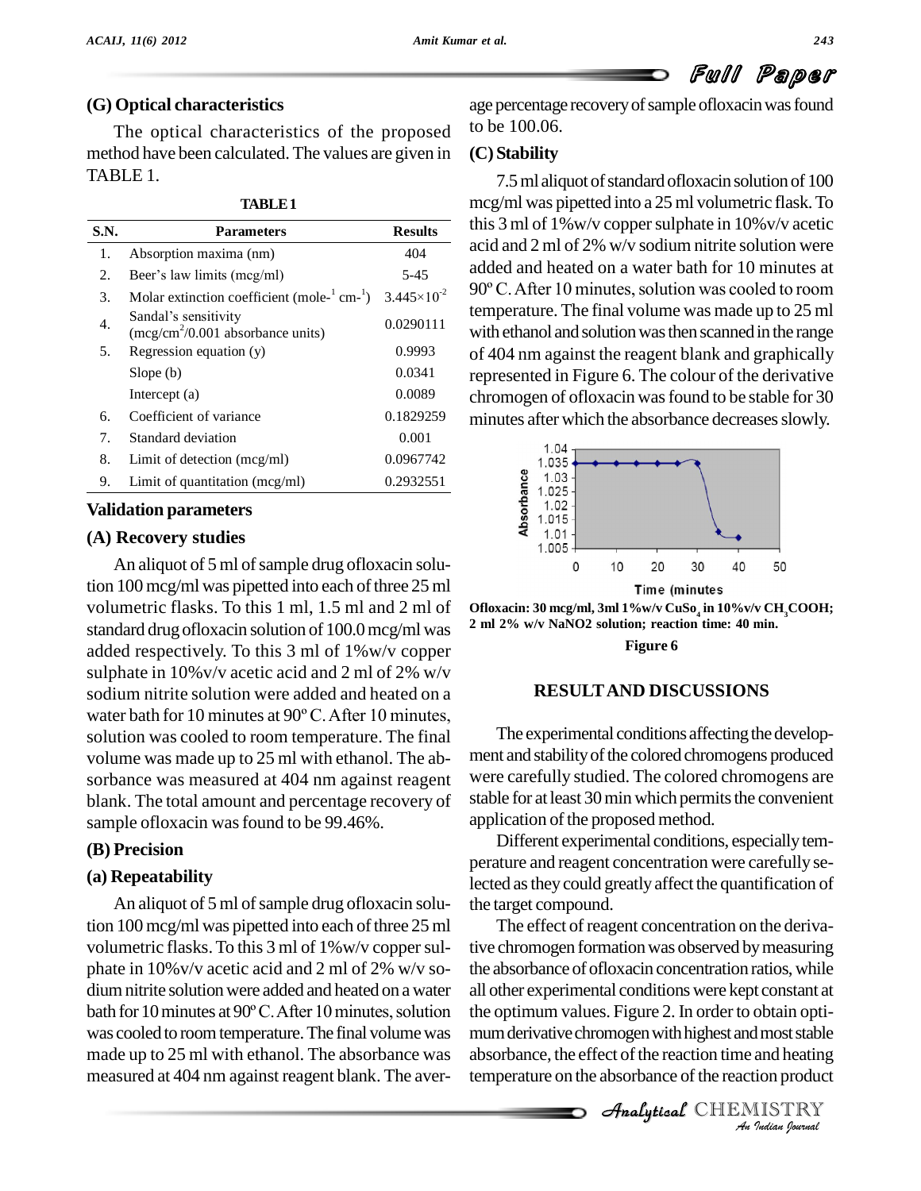### (G) Optical characteristics

The optical characteristics of the proposed method have been calculated. The values are given in TABLE 1.

**TABLE 1**

| S.N. | Parameters | Results |
|---|---|---|
| 1. | Absorption maxima (nm) | 404 |
| 2. | Beer's law limits (mcg/ml) | 5-45 |
| 3. | Molar extinction coefficient (mole$^{-1}$ cm$^{-1}$) | $3.445\times10^{-2}$ |
| 4. | Sandal's sensitivity (mcg/cm$^2$/0.001 absorbance units) | 0.0290111 |
| 5. | Regression equation (y) | 0.9993 |
| | Slope (b) | 0.0341 |
| | Intercept (a) | 0.0089 |
| 6. | Coefficient of variance | 0.1829259 |
| 7. | Standard deviation | 0.001 |
| 8. | Limit of detection (mcg/ml) | 0.0967742 |
| 9. | Limit of quantitation (mcg/ml) | 0.2932551 |

### Validation parameters

### (A) Recovery studies

An aliquot of 5 ml of sample drug ofloxacin solution 100 mcg/ml was pipetted into each of three 25 ml volumetric flasks. To this 1 ml, 1.5 ml and 2 ml of standard drug ofloxacin solution of 100.0 mcg/ml was added respectively. To this 3 ml of 1%w/v copper sulphate in 10%v/v acetic acid and 2 ml of 2% w/v sodium nitrite solution were added and heated on a water bath for 10 minutes at 90º C. After 10 minutes, solution was cooled to room temperature. The final volume was made up to 25 ml with ethanol. The absorbance was measured at 404 nm against reagent blank. The total amount and percentage recovery of sample ofloxacin was found to be 99.46%.

### (B) Precision

### (a) Repeatability

An aliquot of 5 ml of sample drug ofloxacin solution 100 mcg/ml was pipetted into each of three 25 ml volumetric flasks. To this 3 ml of 1%w/v copper sulphate in 10%v/v acetic acid and 2 ml of 2% w/v sodium nitrite solution were added and heated on a water bath for 10 minutes at 90º C. After 10 minutes, solution was cooled to room temperature. The final volume was made up to 25 ml with ethanol. The absorbance was measured at 404 nm against reagent blank. The average percentage recovery of sample ofloxacin was found to be 100.06.

### (C) Stability

7.5 ml aliquot of standard ofloxacin solution of 100 mcg/ml was pipetted into a 25 ml volumetric flask. To this 3 ml of 1%w/v copper sulphate in 10%v/v acetic acid and 2 ml of 2% w/v sodium nitrite solution were added and heated on a water bath for 10 minutes at 90º C. After 10 minutes, solution was cooled to room temperature. The final volume was made up to 25 ml with ethanol and solution was then scanned in the range of 404 nm against the reagent blank and graphically represented in Figure 6. The colour of the derivative chromogen of ofloxacin was found to be stable for 30 minutes after which the absorbance decreases slowly.

**Ofloxacin: 30 mcg/ml, 3ml 1%w/v $CuSO_4$ in 10%v/v $CH_3COOH$; 2 ml 2% w/v $NaNO_2$ solution; reaction time: 40 min.**

**Figure 6**

## RESULT AND DISCUSSIONS

The experimental conditions affecting the development and stability of the colored chromogens produced were carefully studied. The colored chromogens are stable for at least 30 min which permits the convenient application of the proposed method.

Different experimental conditions, especially temperature and reagent concentration were carefully selected as they could greatly affect the quantification of the target compound.

The effect of reagent concentration on the derivative chromogen formation was observed by measuring the absorbance of ofloxacin concentration ratios, while all other experimental conditions were kept constant at the optimum values. Figure 2. In order to obtain optimum derivative chromogen with highest and most stable absorbance, the effect of the reaction time and heating temperature on the absorbance of the reaction product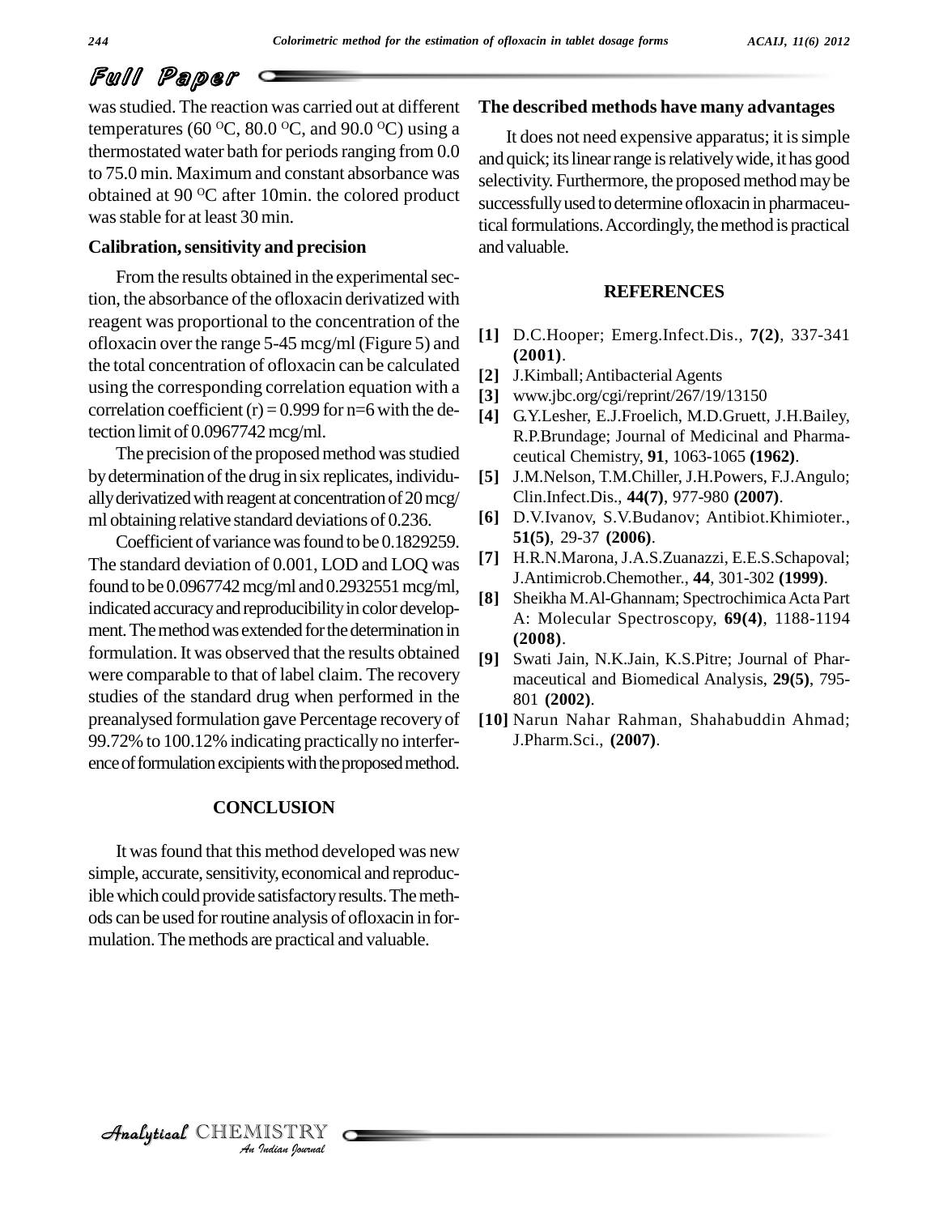was studied. The reaction was carried out at different temperatures (60 $^{O}$C, 80.0 $^{O}$C, and 90.0 $^{O}$C) using a thermostated water bath for periods ranging from 0.0 to 75.0 min. Maximum and constant absorbance was obtained at 90 $^{O}$C after 10min. the colored product was stable for at least 30 min.

### Calibration, sensitivity and precision

From the results obtained in the experimental section, the absorbance of the ofloxacin derivatized with reagent was proportional to the concentration of the ofloxacin over the range 5-45 mcg/ml (Figure 5) and the total concentration of ofloxacin can be calculated using the corresponding correlation equation with a correlation coefficient (r) = 0.999 for n=6 with the detection limit of 0.0967742 mcg/ml.

The precision of the proposed method was studied by determination of the drug in six replicates, individually derivatized with reagent at concentration of 20 mcg/ml obtaining relative standard deviations of 0.236.

Coefficient of variance was found to be 0.1829259. The standard deviation of 0.001, LOD and LOQ was found to be 0.0967742 mcg/ml and 0.2932551 mcg/ml, indicated accuracy and reproducibility in color development. The method was extended for the determination in formulation. It was observed that the results obtained were comparable to that of label claim. The recovery studies of the standard drug when performed in the preanalysed formulation gave Percentage recovery of 99.72% to 100.12% indicating practically no interference of formulation excipients with the proposed method.

## CONCLUSION

It was found that this method developed was new simple, accurate, sensitivity, economical and reproducible which could provide satisfactory results. The methods can be used for routine analysis of ofloxacin in formulation. The methods are practical and valuable.

### The described methods have many advantages

It does not need expensive apparatus; it is simple and quick; its linear range is relatively wide, it has good selectivity. Furthermore, the proposed method may be successfully used to determine ofloxacin in pharmaceutical formulations. Accordingly, the method is practical and valuable.

## REFERENCES

[1] D.C.Hooper; Emerg.Infect.Dis., **7(2)**, 337-341 **(2001)**.

[2] J.Kimball; Antibacterial Agents

[3] www.jbc.org/cgi/reprint/267/19/13150

[4] G.Y.Lesher, E.J.Froelich, M.D.Gruett, J.H.Bailey, R.P.Brundage; Journal of Medicinal and Pharmaceutical Chemistry, **91**, 1063-1065 **(1962)**.

[5] J.M.Nelson, T.M.Chiller, J.H.Powers, F.J.Angulo; Clin.Infect.Dis., **44(7)**, 977-980 **(2007)**.

[6] D.V.Ivanov, S.V.Budanov; Antibiot.Khimioter., **51(5)**, 29-37 **(2006)**.

[7] H.R.N.Marona, J.A.S.Zuanazzi, E.E.S.Schapoval; J.Antimicrob.Chemother., **44**, 301-302 **(1999)**.

[8] Sheikha M.Al-Ghannam; Spectrochimica Acta Part A: Molecular Spectroscopy, **69(4)**, 1188-1194 **(2008)**.

[9] Swati Jain, N.K.Jain, K.S.Pitre; Journal of Pharmaceutical and Biomedical Analysis, **29(5)**, 795-801 **(2002)**.

[10] Narun Nahar Rahman, Shahabuddin Ahmad; J.Pharm.Sci., **(2007)**.